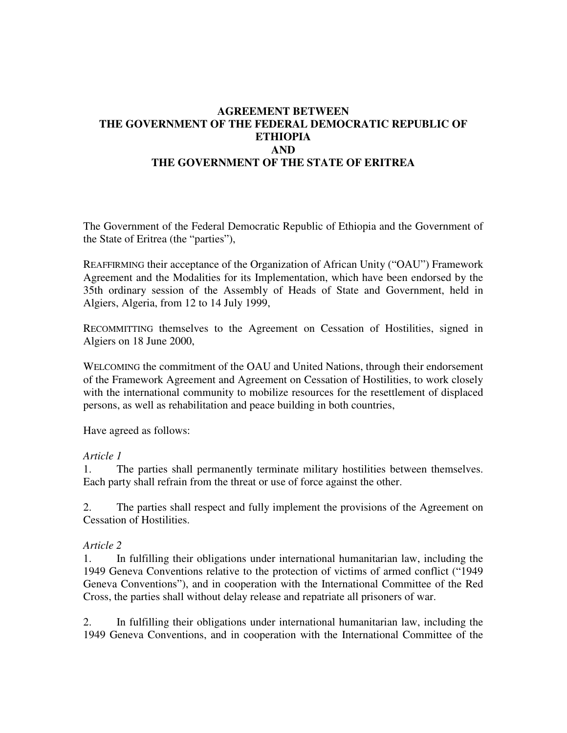# AGREEMENT BETWEEN THE GOVERNMENT OF THE FEDERAL DEMOCRATIC REPUBLIC OF ETHIOPIA AND THE GOVERNMENT OF THE STATE OF ERITREA

The Government of the Federal Democratic Republic of Ethiopia and the Government of the State of Eritrea (the "parties"),

REAFFIRMING their acceptance of the Organization of African Unity ("OAU") Framework Agreement and the Modalities for its Implementation, which have been endorsed by the 35th ordinary session of the Assembly of Heads of State and Government, held in Algiers, Algeria, from 12 to 14 July 1999,

RECOMMITTING themselves to the Agreement on Cessation of Hostilities, signed in Algiers on 18 June 2000,

WELCOMING the commitment of the OAU and United Nations, through their endorsement of the Framework Agreement and Agreement on Cessation of Hostilities, to work closely with the international community to mobilize resources for the resettlement of displaced persons, as well as rehabilitation and peace building in both countries,

Have agreed as follows:

*Article 1*

1. The parties shall permanently terminate military hostilities between themselves. Each party shall refrain from the threat or use of force against the other.

2. The parties shall respect and fully implement the provisions of the Agreement on Cessation of Hostilities.

*Article 2*

1. In fulfilling their obligations under international humanitarian law, including the 1949 Geneva Conventions relative to the protection of victims of armed conflict ("1949 Geneva Conventions"), and in cooperation with the International Committee of the Red Cross, the parties shall without delay release and repatriate all prisoners of war.

2. In fulfilling their obligations under international humanitarian law, including the 1949 Geneva Conventions, and in cooperation with the International Committee of the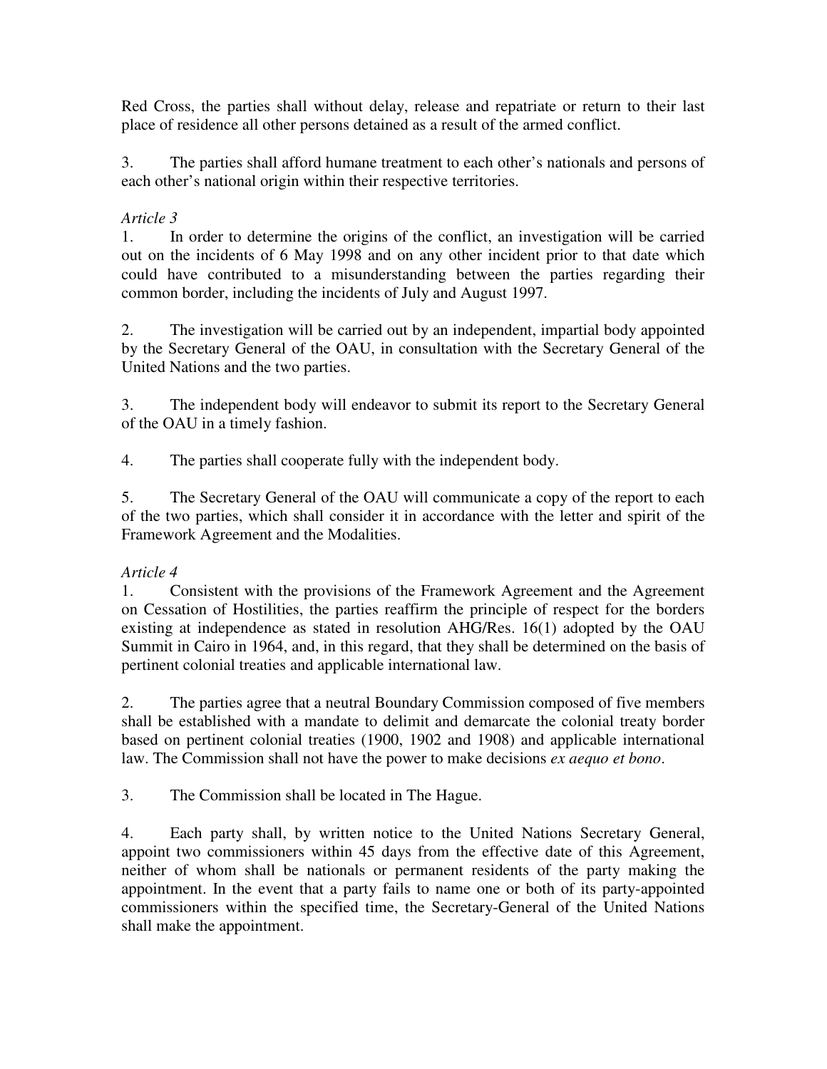Red Cross, the parties shall without delay, release and repatriate or return to their last place of residence all other persons detained as a result of the armed conflict.

3. The parties shall afford humane treatment to each other's nationals and persons of each other's national origin within their respective territories.

*Article 3*

1. In order to determine the origins of the conflict, an investigation will be carried out on the incidents of 6 May 1998 and on any other incident prior to that date which could have contributed to a misunderstanding between the parties regarding their common border, including the incidents of July and August 1997.

2. The investigation will be carried out by an independent, impartial body appointed by the Secretary General of the OAU, in consultation with the Secretary General of the United Nations and the two parties.

3. The independent body will endeavor to submit its report to the Secretary General of the OAU in a timely fashion.

4. The parties shall cooperate fully with the independent body.

5. The Secretary General of the OAU will communicate a copy of the report to each of the two parties, which shall consider it in accordance with the letter and spirit of the Framework Agreement and the Modalities.

*Article 4*

1. Consistent with the provisions of the Framework Agreement and the Agreement on Cessation of Hostilities, the parties reaffirm the principle of respect for the borders existing at independence as stated in resolution AHG/Res. 16(1) adopted by the OAU Summit in Cairo in 1964, and, in this regard, that they shall be determined on the basis of pertinent colonial treaties and applicable international law.

2. The parties agree that a neutral Boundary Commission composed of five members shall be established with a mandate to delimit and demarcate the colonial treaty border based on pertinent colonial treaties (1900, 1902 and 1908) and applicable international law. The Commission shall not have the power to make decisions *ex aequo et bono*.

3. The Commission shall be located in The Hague.

4. Each party shall, by written notice to the United Nations Secretary General, appoint two commissioners within 45 days from the effective date of this Agreement, neither of whom shall be nationals or permanent residents of the party making the appointment. In the event that a party fails to name one or both of its party-appointed commissioners within the specified time, the Secretary-General of the United Nations shall make the appointment.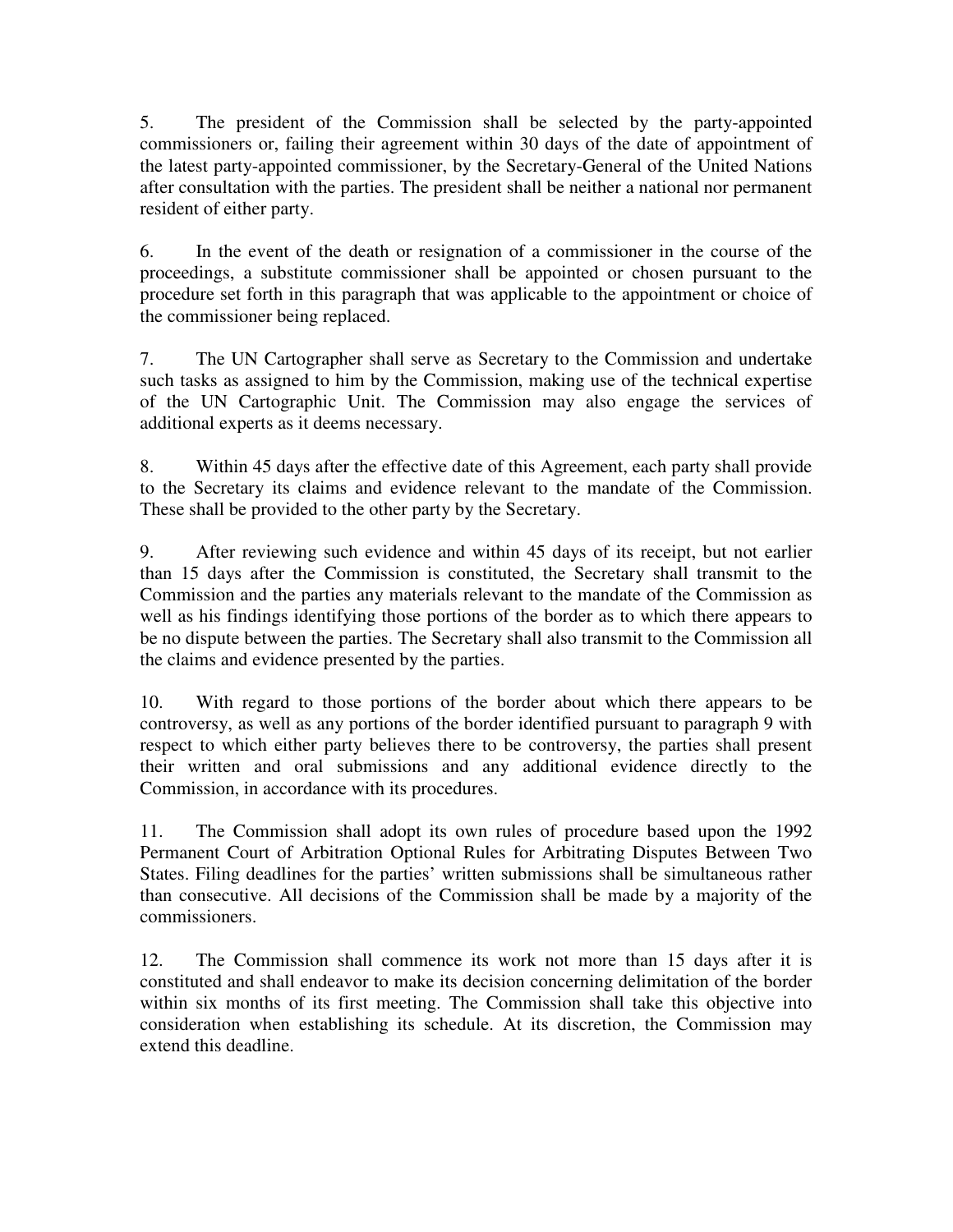5. The president of the Commission shall be selected by the party-appointed commissioners or, failing their agreement within 30 days of the date of appointment of the latest party-appointed commissioner, by the Secretary-General of the United Nations after consultation with the parties. The president shall be neither a national nor permanent resident of either party.

6. In the event of the death or resignation of a commissioner in the course of the proceedings, a substitute commissioner shall be appointed or chosen pursuant to the procedure set forth in this paragraph that was applicable to the appointment or choice of the commissioner being replaced.

7. The UN Cartographer shall serve as Secretary to the Commission and undertake such tasks as assigned to him by the Commission, making use of the technical expertise of the UN Cartographic Unit. The Commission may also engage the services of additional experts as it deems necessary.

8. Within 45 days after the effective date of this Agreement, each party shall provide to the Secretary its claims and evidence relevant to the mandate of the Commission. These shall be provided to the other party by the Secretary.

9. After reviewing such evidence and within 45 days of its receipt, but not earlier than 15 days after the Commission is constituted, the Secretary shall transmit to the Commission and the parties any materials relevant to the mandate of the Commission as well as his findings identifying those portions of the border as to which there appears to be no dispute between the parties. The Secretary shall also transmit to the Commission all the claims and evidence presented by the parties.

10. With regard to those portions of the border about which there appears to be controversy, as well as any portions of the border identified pursuant to paragraph 9 with respect to which either party believes there to be controversy, the parties shall present their written and oral submissions and any additional evidence directly to the Commission, in accordance with its procedures.

11. The Commission shall adopt its own rules of procedure based upon the 1992 Permanent Court of Arbitration Optional Rules for Arbitrating Disputes Between Two States. Filing deadlines for the parties' written submissions shall be simultaneous rather than consecutive. All decisions of the Commission shall be made by a majority of the commissioners.

12. The Commission shall commence its work not more than 15 days after it is constituted and shall endeavor to make its decision concerning delimitation of the border within six months of its first meeting. The Commission shall take this objective into consideration when establishing its schedule. At its discretion, the Commission may extend this deadline.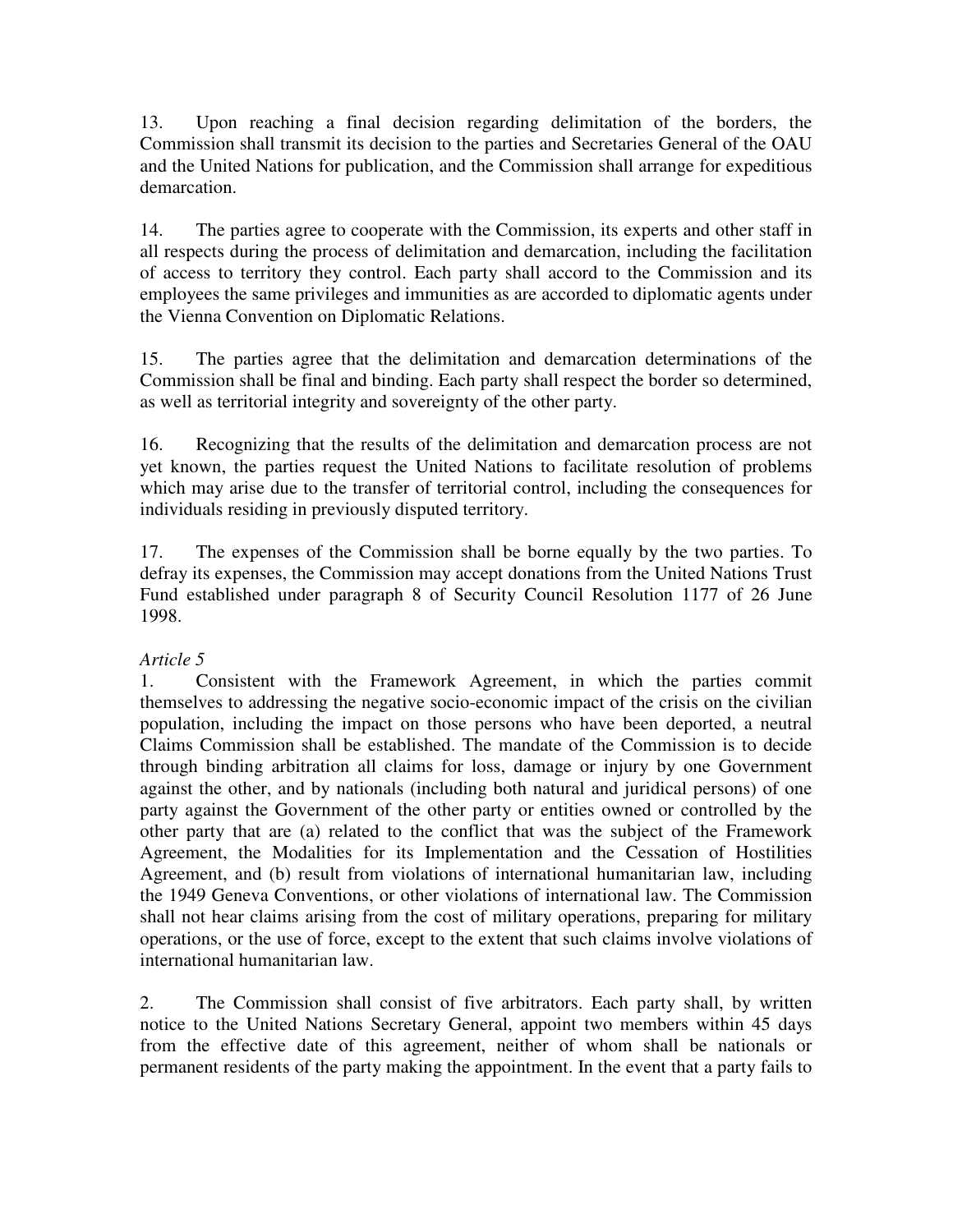13. Upon reaching a final decision regarding delimitation of the borders, the Commission shall transmit its decision to the parties and Secretaries General of the OAU and the United Nations for publication, and the Commission shall arrange for expeditious demarcation.

14. The parties agree to cooperate with the Commission, its experts and other staff in all respects during the process of delimitation and demarcation, including the facilitation of access to territory they control. Each party shall accord to the Commission and its employees the same privileges and immunities as are accorded to diplomatic agents under the Vienna Convention on Diplomatic Relations.

15. The parties agree that the delimitation and demarcation determinations of the Commission shall be final and binding. Each party shall respect the border so determined, as well as territorial integrity and sovereignty of the other party.

16. Recognizing that the results of the delimitation and demarcation process are not yet known, the parties request the United Nations to facilitate resolution of problems which may arise due to the transfer of territorial control, including the consequences for individuals residing in previously disputed territory.

17. The expenses of the Commission shall be borne equally by the two parties. To defray its expenses, the Commission may accept donations from the United Nations Trust Fund established under paragraph 8 of Security Council Resolution 1177 of 26 June 1998.

*Article 5*

1. Consistent with the Framework Agreement, in which the parties commit themselves to addressing the negative socio-economic impact of the crisis on the civilian population, including the impact on those persons who have been deported, a neutral Claims Commission shall be established. The mandate of the Commission is to decide through binding arbitration all claims for loss, damage or injury by one Government against the other, and by nationals (including both natural and juridical persons) of one party against the Government of the other party or entities owned or controlled by the other party that are (a) related to the conflict that was the subject of the Framework Agreement, the Modalities for its Implementation and the Cessation of Hostilities Agreement, and (b) result from violations of international humanitarian law, including the 1949 Geneva Conventions, or other violations of international law. The Commission shall not hear claims arising from the cost of military operations, preparing for military operations, or the use of force, except to the extent that such claims involve violations of international humanitarian law.

2. The Commission shall consist of five arbitrators. Each party shall, by written notice to the United Nations Secretary General, appoint two members within 45 days from the effective date of this agreement, neither of whom shall be nationals or permanent residents of the party making the appointment. In the event that a party fails to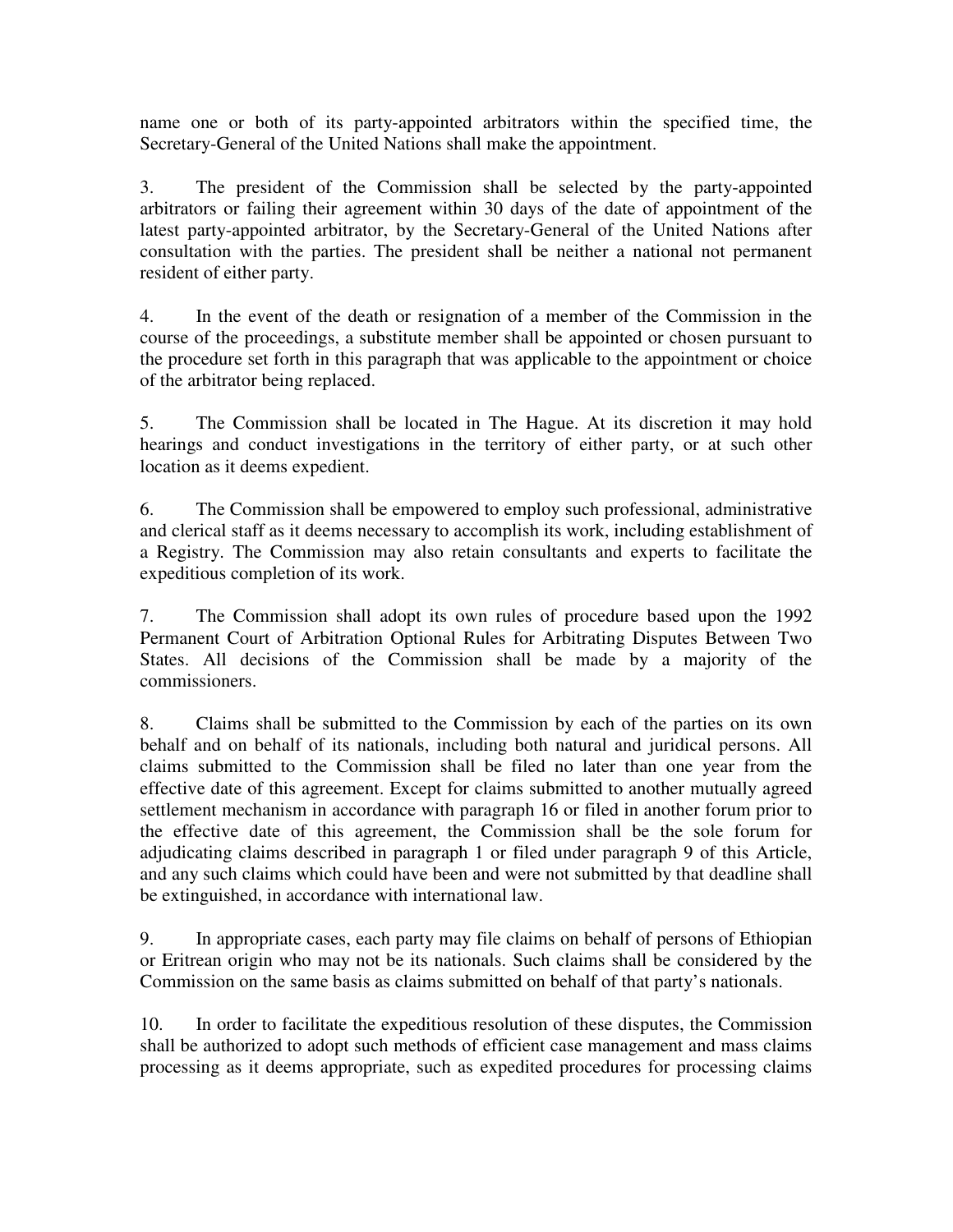name one or both of its party-appointed arbitrators within the specified time, the Secretary-General of the United Nations shall make the appointment.

3. The president of the Commission shall be selected by the party-appointed arbitrators or failing their agreement within 30 days of the date of appointment of the latest party-appointed arbitrator, by the Secretary-General of the United Nations after consultation with the parties. The president shall be neither a national not permanent resident of either party.

4. In the event of the death or resignation of a member of the Commission in the course of the proceedings, a substitute member shall be appointed or chosen pursuant to the procedure set forth in this paragraph that was applicable to the appointment or choice of the arbitrator being replaced.

5. The Commission shall be located in The Hague. At its discretion it may hold hearings and conduct investigations in the territory of either party, or at such other location as it deems expedient.

6. The Commission shall be empowered to employ such professional, administrative and clerical staff as it deems necessary to accomplish its work, including establishment of a Registry. The Commission may also retain consultants and experts to facilitate the expeditious completion of its work.

7. The Commission shall adopt its own rules of procedure based upon the 1992 Permanent Court of Arbitration Optional Rules for Arbitrating Disputes Between Two States. All decisions of the Commission shall be made by a majority of the commissioners.

8. Claims shall be submitted to the Commission by each of the parties on its own behalf and on behalf of its nationals, including both natural and juridical persons. All claims submitted to the Commission shall be filed no later than one year from the effective date of this agreement. Except for claims submitted to another mutually agreed settlement mechanism in accordance with paragraph 16 or filed in another forum prior to the effective date of this agreement, the Commission shall be the sole forum for adjudicating claims described in paragraph 1 or filed under paragraph 9 of this Article, and any such claims which could have been and were not submitted by that deadline shall be extinguished, in accordance with international law.

9. In appropriate cases, each party may file claims on behalf of persons of Ethiopian or Eritrean origin who may not be its nationals. Such claims shall be considered by the Commission on the same basis as claims submitted on behalf of that party's nationals.

10. In order to facilitate the expeditious resolution of these disputes, the Commission shall be authorized to adopt such methods of efficient case management and mass claims processing as it deems appropriate, such as expedited procedures for processing claims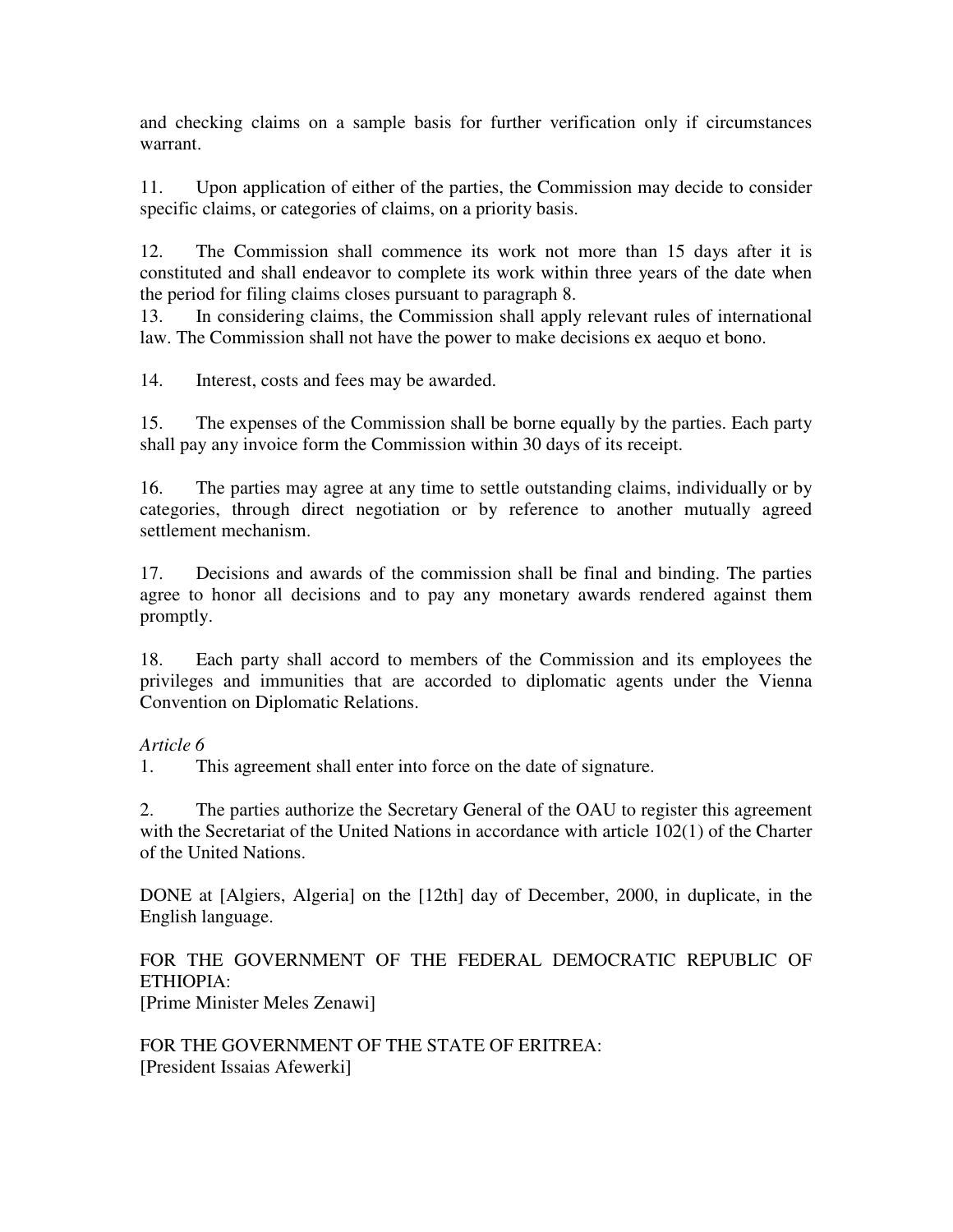and checking claims on a sample basis for further verification only if circumstances warrant.

11. Upon application of either of the parties, the Commission may decide to consider specific claims, or categories of claims, on a priority basis.

12. The Commission shall commence its work not more than 15 days after it is constituted and shall endeavor to complete its work within three years of the date when the period for filing claims closes pursuant to paragraph 8.

13. In considering claims, the Commission shall apply relevant rules of international law. The Commission shall not have the power to make decisions ex aequo et bono.

14. Interest, costs and fees may be awarded.

15. The expenses of the Commission shall be borne equally by the parties. Each party shall pay any invoice form the Commission within 30 days of its receipt.

16. The parties may agree at any time to settle outstanding claims, individually or by categories, through direct negotiation or by reference to another mutually agreed settlement mechanism.

17. Decisions and awards of the commission shall be final and binding. The parties agree to honor all decisions and to pay any monetary awards rendered against them promptly.

18. Each party shall accord to members of the Commission and its employees the privileges and immunities that are accorded to diplomatic agents under the Vienna Convention on Diplomatic Relations.

*Article 6*

1. This agreement shall enter into force on the date of signature.

2. The parties authorize the Secretary General of the OAU to register this agreement with the Secretariat of the United Nations in accordance with article 102(1) of the Charter of the United Nations.

DONE at [Algiers, Algeria] on the [12th] day of December, 2000, in duplicate, in the English language.

FOR THE GOVERNMENT OF THE FEDERAL DEMOCRATIC REPUBLIC OF ETHIOPIA:
[Prime Minister Meles Zenawi]

FOR THE GOVERNMENT OF THE STATE OF ERITREA:
[President Issaias Afewerki]